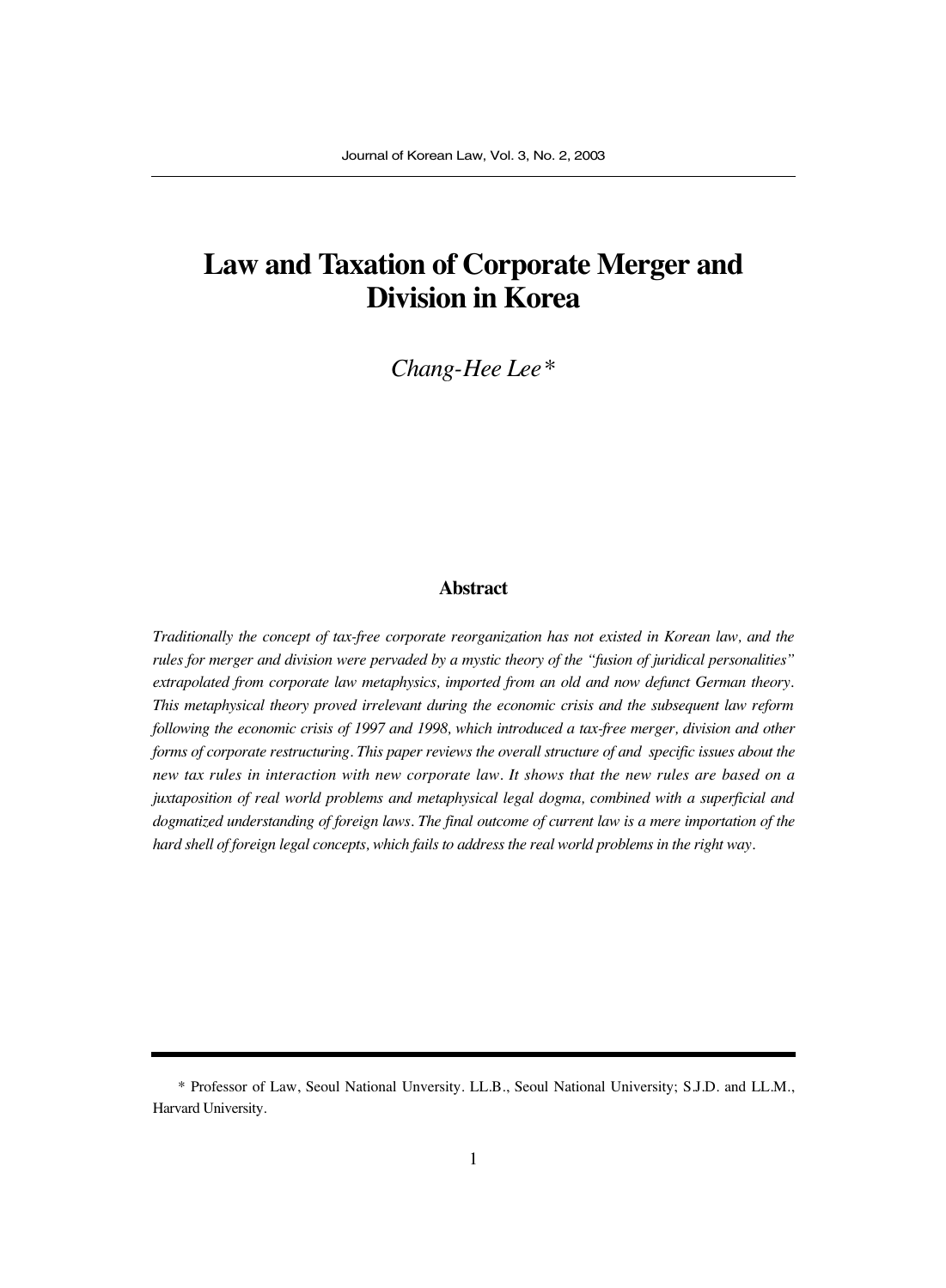# Law and Taxation of Corporate Merger and Division in Korea

*Chang-Hee Lee\**

## Abstract

*Traditionally the concept of tax-free corporate reorganization has not existed in Korean law, and the rules for merger and division were pervaded by a mystic theory of the "fusion of juridical personalities" extrapolated from corporate law metaphysics, imported from an old and now defunct German theory. This metaphysical theory proved irrelevant during the economic crisis and the subsequent law reform following the economic crisis of 1997 and 1998, which introduced a tax-free merger, division and other forms of corporate restructuring. This paper reviews the overall structure of and specific issues about the new tax rules in interaction with new corporate law. It shows that the new rules are based on a juxtaposition of real world problems and metaphysical legal dogma, combined with a superficial and dogmatized understanding of foreign laws. The final outcome of current law is a mere importation of the hard shell of foreign legal concepts, which fails to address the real world problems in the right way.*

---

\* Professor of Law, Seoul National Unversity. LL.B., Seoul National University; S.J.D. and LL.M., Harvard University.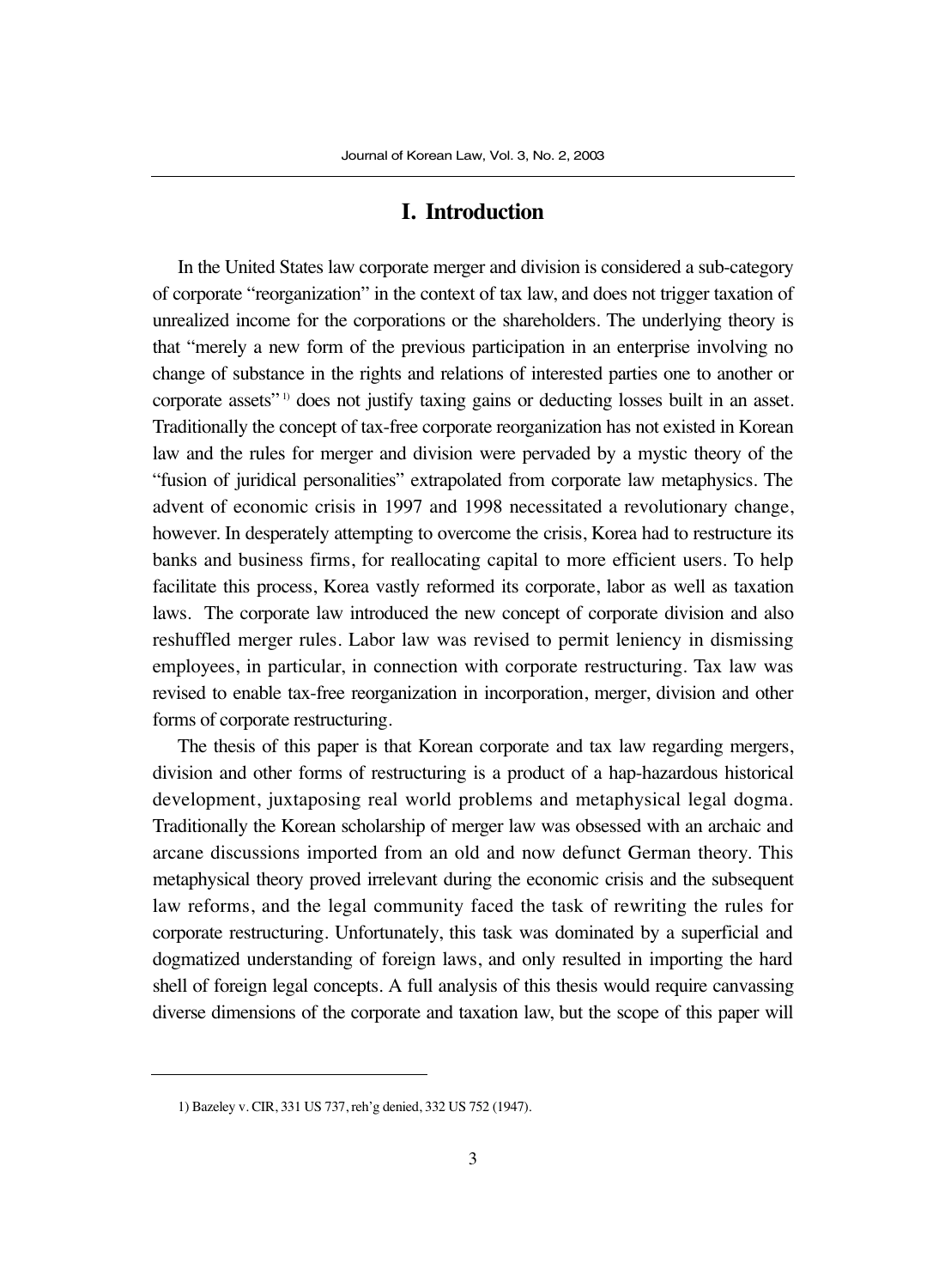# I. Introduction

In the United States law corporate merger and division is considered a sub-category of corporate "reorganization" in the context of tax law, and does not trigger taxation of unrealized income for the corporations or the shareholders. The underlying theory is that "merely a new form of the previous participation in an enterprise involving no change of substance in the rights and relations of interested parties one to another or corporate assets"[1] does not justify taxing gains or deducting losses built in an asset. Traditionally the concept of tax-free corporate reorganization has not existed in Korean law and the rules for merger and division were pervaded by a mystic theory of the "fusion of juridical personalities" extrapolated from corporate law metaphysics. The advent of economic crisis in 1997 and 1998 necessitated a revolutionary change, however. In desperately attempting to overcome the crisis, Korea had to restructure its banks and business firms, for reallocating capital to more efficient users. To help facilitate this process, Korea vastly reformed its corporate, labor as well as taxation laws. The corporate law introduced the new concept of corporate division and also reshuffled merger rules. Labor law was revised to permit leniency in dismissing employees, in particular, in connection with corporate restructuring. Tax law was revised to enable tax-free reorganization in incorporation, merger, division and other forms of corporate restructuring.

The thesis of this paper is that Korean corporate and tax law regarding mergers, division and other forms of restructuring is a product of a hap-hazardous historical development, juxtaposing real world problems and metaphysical legal dogma. Traditionally the Korean scholarship of merger law was obsessed with an archaic and arcane discussions imported from an old and now defunct German theory. This metaphysical theory proved irrelevant during the economic crisis and the subsequent law reforms, and the legal community faced the task of rewriting the rules for corporate restructuring. Unfortunately, this task was dominated by a superficial and dogmatized understanding of foreign laws, and only resulted in importing the hard shell of foreign legal concepts. A full analysis of this thesis would require canvassing diverse dimensions of the corporate and taxation law, but the scope of this paper will

---

1) Bazeley v. CIR, 331 US 737, reh'g denied, 332 US 752 (1947).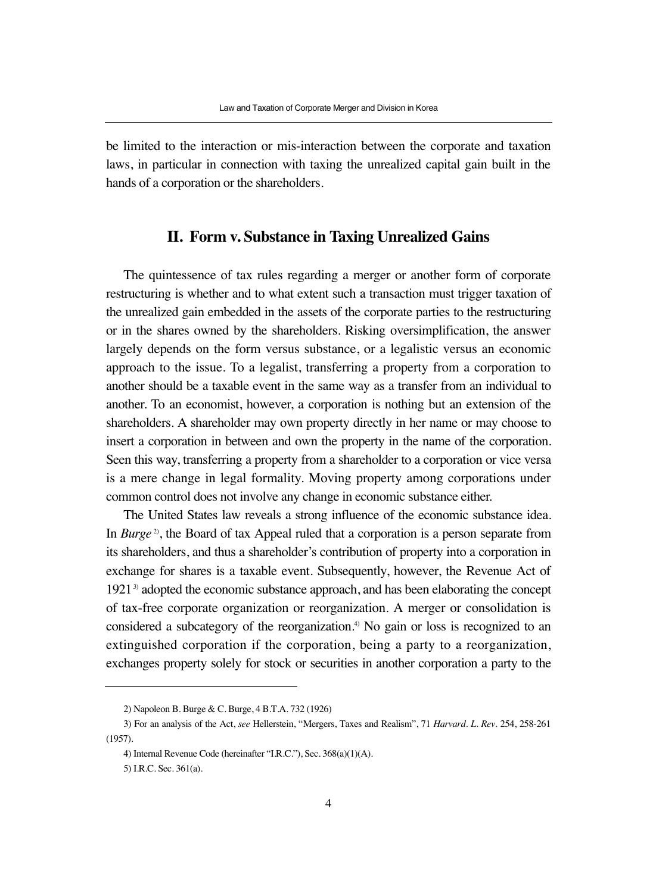be limited to the interaction or mis-interaction between the corporate and taxation laws, in particular in connection with taxing the unrealized capital gain built in the hands of a corporation or the shareholders.

## II. Form v. Substance in Taxing Unrealized Gains

The quintessence of tax rules regarding a merger or another form of corporate restructuring is whether and to what extent such a transaction must trigger taxation of the unrealized gain embedded in the assets of the corporate parties to the restructuring or in the shares owned by the shareholders. Risking oversimplification, the answer largely depends on the form versus substance, or a legalistic versus an economic approach to the issue. To a legalist, transferring a property from a corporation to another should be a taxable event in the same way as a transfer from an individual to another. To an economist, however, a corporation is nothing but an extension of the shareholders. A shareholder may own property directly in her name or may choose to insert a corporation in between and own the property in the name of the corporation. Seen this way, transferring a property from a shareholder to a corporation or vice versa is a mere change in legal formality. Moving property among corporations under common control does not involve any change in economic substance either.

The United States law reveals a strong influence of the economic substance idea. In *Burge*[2], the Board of tax Appeal ruled that a corporation is a person separate from its shareholders, and thus a shareholder's contribution of property into a corporation in exchange for shares is a taxable event. Subsequently, however, the Revenue Act of 1921[3] adopted the economic substance approach, and has been elaborating the concept of tax-free corporate organization or reorganization. A merger or consolidation is considered a subcategory of the reorganization.[4] No gain or loss is recognized to an extinguished corporation if the corporation, being a party to a reorganization, exchanges property solely for stock or securities in another corporation a party to the

---

2) Napoleon B. Burge & C. Burge, 4 B.T.A. 732 (1926)

3) For an analysis of the Act, *see* Hellerstein, "Mergers, Taxes and Realism", 71 *Harvard. L. Rev*. 254, 258-261 (1957).

4) Internal Revenue Code (hereinafter "I.R.C."), Sec. 368(a)(1)(A).

5) I.R.C. Sec. 361(a).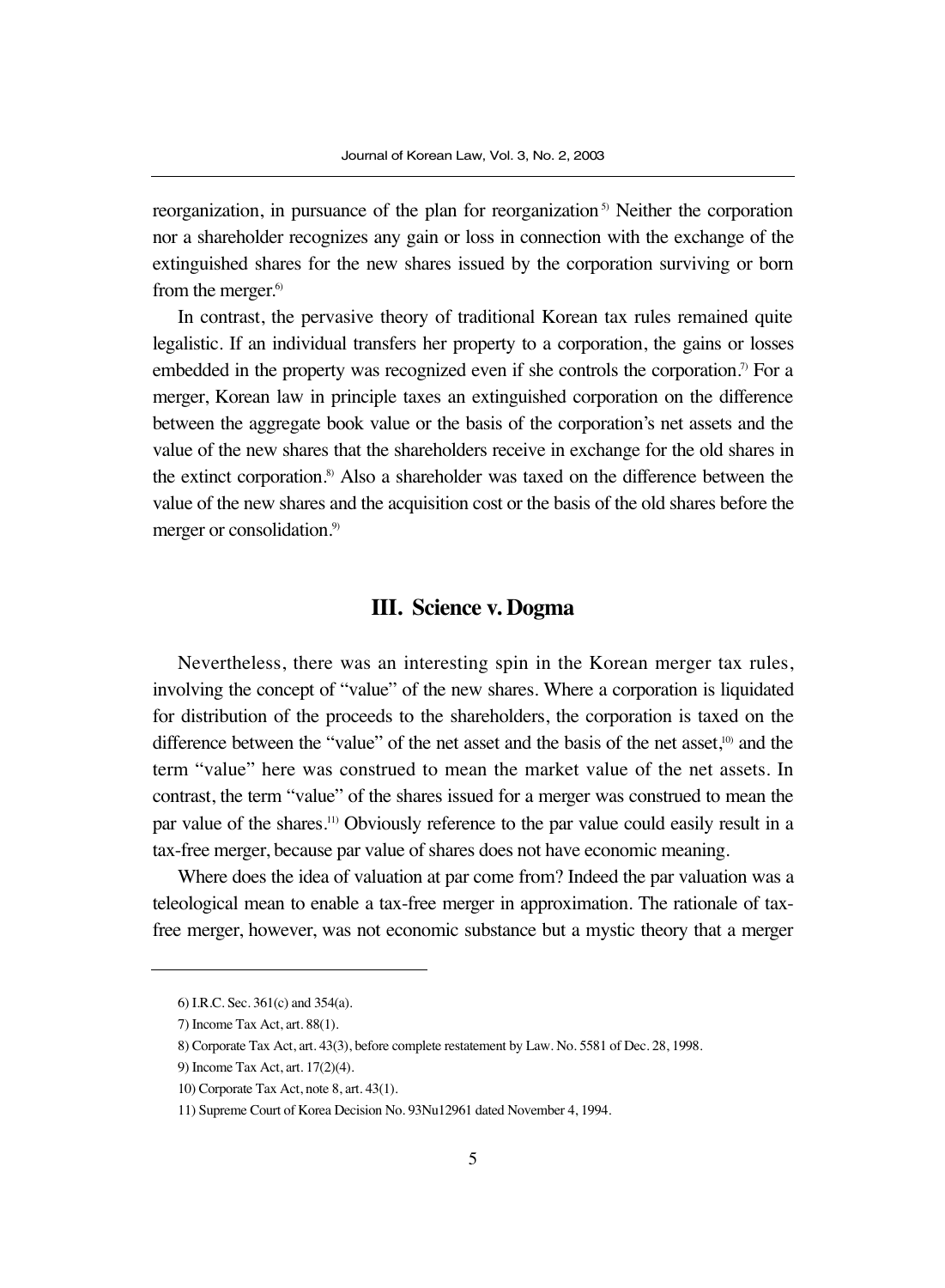reorganization, in pursuance of the plan for reorganization[5] Neither the corporation nor a shareholder recognizes any gain or loss in connection with the exchange of the extinguished shares for the new shares issued by the corporation surviving or born from the merger.[6]

In contrast, the pervasive theory of traditional Korean tax rules remained quite legalistic. If an individual transfers her property to a corporation, the gains or losses embedded in the property was recognized even if she controls the corporation.[7] For a merger, Korean law in principle taxes an extinguished corporation on the difference between the aggregate book value or the basis of the corporation's net assets and the value of the new shares that the shareholders receive in exchange for the old shares in the extinct corporation.[8] Also a shareholder was taxed on the difference between the value of the new shares and the acquisition cost or the basis of the old shares before the merger or consolidation.[9]

## III. Science v. Dogma

Nevertheless, there was an interesting spin in the Korean merger tax rules, involving the concept of "value" of the new shares. Where a corporation is liquidated for distribution of the proceeds to the shareholders, the corporation is taxed on the difference between the "value" of the net asset and the basis of the net asset,[10] and the term "value" here was construed to mean the market value of the net assets. In contrast, the term "value" of the shares issued for a merger was construed to mean the par value of the shares.[11] Obviously reference to the par value could easily result in a tax-free merger, because par value of shares does not have economic meaning.

Where does the idea of valuation at par come from? Indeed the par valuation was a teleological mean to enable a tax-free merger in approximation. The rationale of tax-free merger, however, was not economic substance but a mystic theory that a merger

---

6) I.R.C. Sec. 361(c) and 354(a).

7) Income Tax Act, art. 88(1).

8) Corporate Tax Act, art. 43(3), before complete restatement by Law. No. 5581 of Dec. 28, 1998.

9) Income Tax Act, art. 17(2)(4).

10) Corporate Tax Act, note 8, art. 43(1).

11) Supreme Court of Korea Decision No. 93Nu12961 dated November 4, 1994.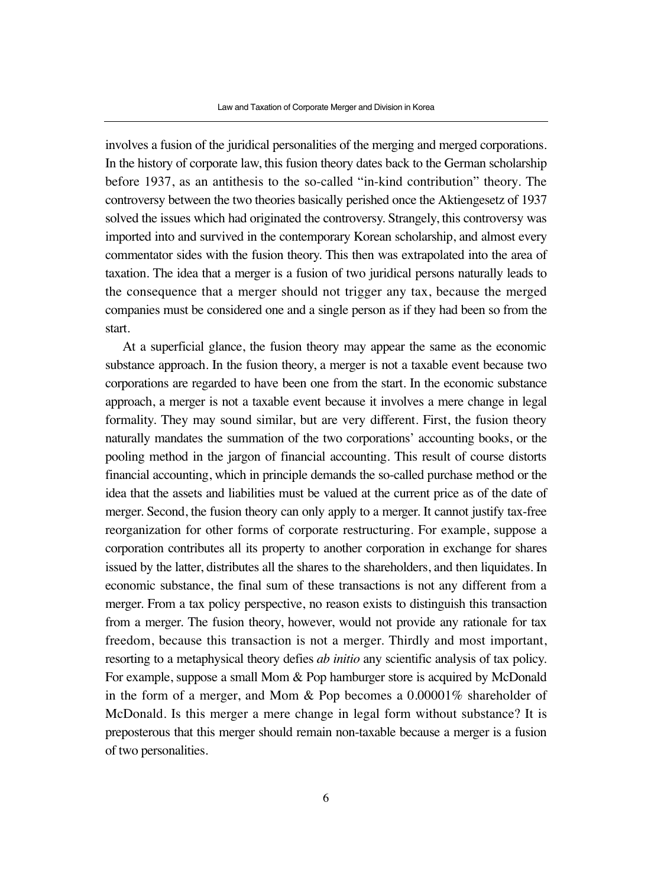involves a fusion of the juridical personalities of the merging and merged corporations. In the history of corporate law, this fusion theory dates back to the German scholarship before 1937, as an antithesis to the so-called "in-kind contribution" theory. The controversy between the two theories basically perished once the Aktiengesetz of 1937 solved the issues which had originated the controversy. Strangely, this controversy was imported into and survived in the contemporary Korean scholarship, and almost every commentator sides with the fusion theory. This then was extrapolated into the area of taxation. The idea that a merger is a fusion of two juridical persons naturally leads to the consequence that a merger should not trigger any tax, because the merged companies must be considered one and a single person as if they had been so from the start.

At a superficial glance, the fusion theory may appear the same as the economic substance approach. In the fusion theory, a merger is not a taxable event because two corporations are regarded to have been one from the start. In the economic substance approach, a merger is not a taxable event because it involves a mere change in legal formality. They may sound similar, but are very different. First, the fusion theory naturally mandates the summation of the two corporations' accounting books, or the pooling method in the jargon of financial accounting. This result of course distorts financial accounting, which in principle demands the so-called purchase method or the idea that the assets and liabilities must be valued at the current price as of the date of merger. Second, the fusion theory can only apply to a merger. It cannot justify tax-free reorganization for other forms of corporate restructuring. For example, suppose a corporation contributes all its property to another corporation in exchange for shares issued by the latter, distributes all the shares to the shareholders, and then liquidates. In economic substance, the final sum of these transactions is not any different from a merger. From a tax policy perspective, no reason exists to distinguish this transaction from a merger. The fusion theory, however, would not provide any rationale for tax freedom, because this transaction is not a merger. Thirdly and most important, resorting to a metaphysical theory defies *ab initio* any scientific analysis of tax policy. For example, suppose a small Mom & Pop hamburger store is acquired by McDonald in the form of a merger, and Mom & Pop becomes a 0.00001% shareholder of McDonald. Is this merger a mere change in legal form without substance? It is preposterous that this merger should remain non-taxable because a merger is a fusion of two personalities.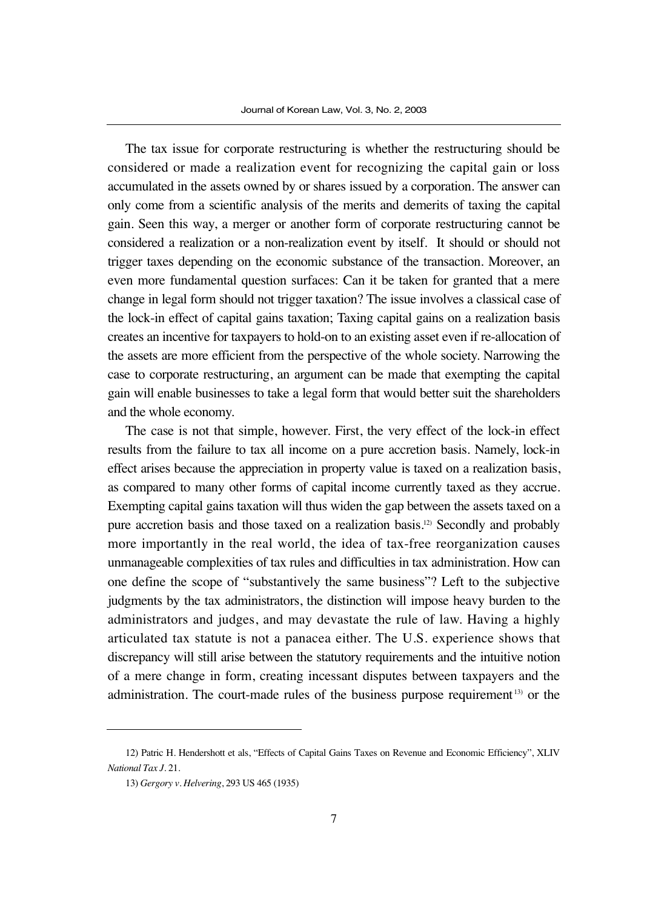The tax issue for corporate restructuring is whether the restructuring should be considered or made a realization event for recognizing the capital gain or loss accumulated in the assets owned by or shares issued by a corporation. The answer can only come from a scientific analysis of the merits and demerits of taxing the capital gain. Seen this way, a merger or another form of corporate restructuring cannot be considered a realization or a non-realization event by itself. It should or should not trigger taxes depending on the economic substance of the transaction. Moreover, an even more fundamental question surfaces: Can it be taken for granted that a mere change in legal form should not trigger taxation? The issue involves a classical case of the lock-in effect of capital gains taxation; Taxing capital gains on a realization basis creates an incentive for taxpayers to hold-on to an existing asset even if re-allocation of the assets are more efficient from the perspective of the whole society. Narrowing the case to corporate restructuring, an argument can be made that exempting the capital gain will enable businesses to take a legal form that would better suit the shareholders and the whole economy.

The case is not that simple, however. First, the very effect of the lock-in effect results from the failure to tax all income on a pure accretion basis. Namely, lock-in effect arises because the appreciation in property value is taxed on a realization basis, as compared to many other forms of capital income currently taxed as they accrue. Exempting capital gains taxation will thus widen the gap between the assets taxed on a pure accretion basis and those taxed on a realization basis.[12] Secondly and probably more importantly in the real world, the idea of tax-free reorganization causes unmanageable complexities of tax rules and difficulties in tax administration. How can one define the scope of "substantively the same business"? Left to the subjective judgments by the tax administrators, the distinction will impose heavy burden to the administrators and judges, and may devastate the rule of law. Having a highly articulated tax statute is not a panacea either. The U.S. experience shows that discrepancy will still arise between the statutory requirements and the intuitive notion of a mere change in form, creating incessant disputes between taxpayers and the administration. The court-made rules of the business purpose requirement[13] or the

---

12) Patric H. Hendershott et als, "Effects of Capital Gains Taxes on Revenue and Economic Efficiency", XLIV *National Tax J*. 21.

13) *Gergory v. Helvering*, 293 US 465 (1935)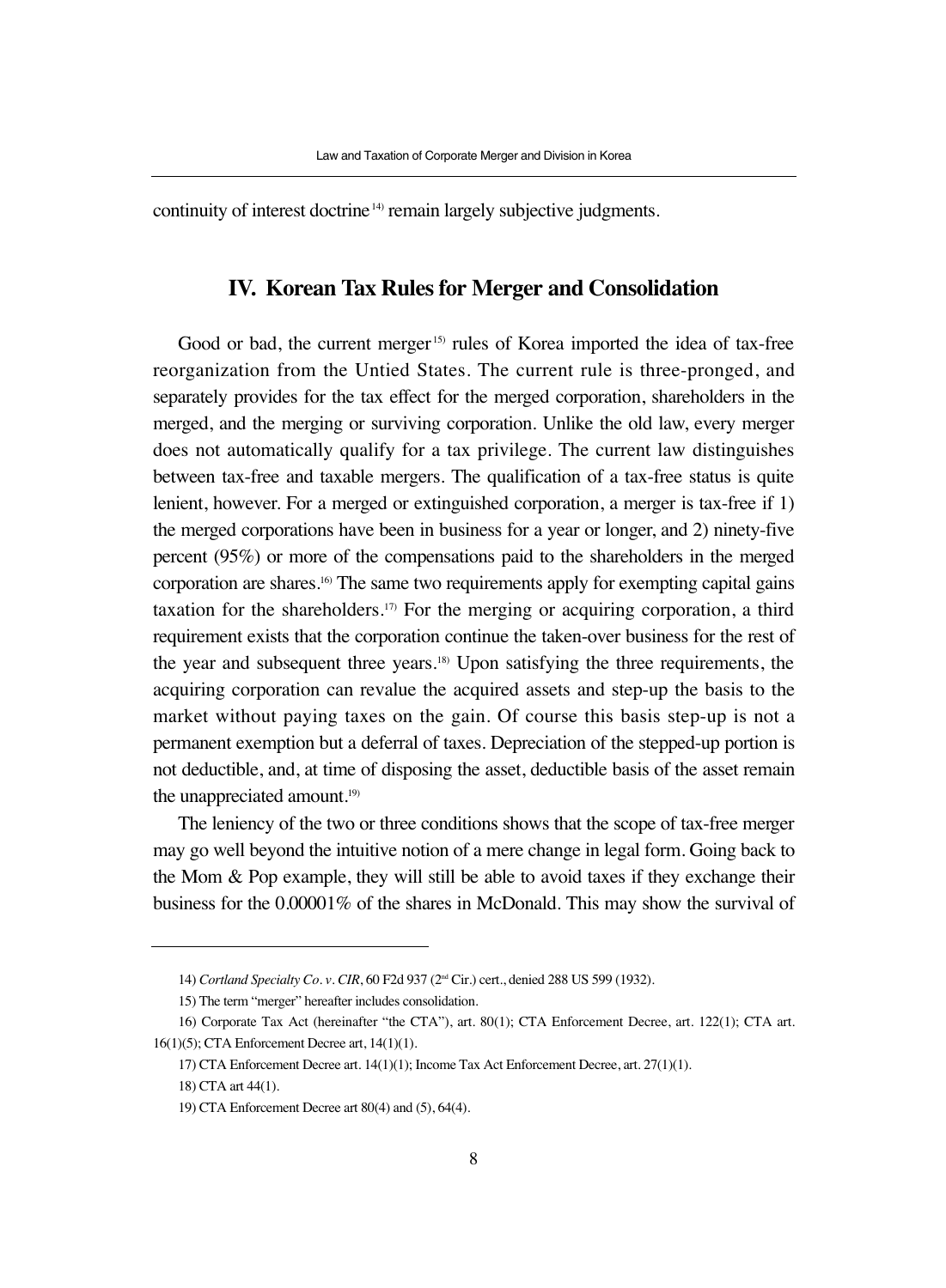continuity of interest doctrine[14] remain largely subjective judgments.

## IV. Korean Tax Rules for Merger and Consolidation

Good or bad, the current merger[15] rules of Korea imported the idea of tax-free reorganization from the Untied States. The current rule is three-pronged, and separately provides for the tax effect for the merged corporation, shareholders in the merged, and the merging or surviving corporation. Unlike the old law, every merger does not automatically qualify for a tax privilege. The current law distinguishes between tax-free and taxable mergers. The qualification of a tax-free status is quite lenient, however. For a merged or extinguished corporation, a merger is tax-free if 1) the merged corporations have been in business for a year or longer, and 2) ninety-five percent (95%) or more of the compensations paid to the shareholders in the merged corporation are shares.[16] The same two requirements apply for exempting capital gains taxation for the shareholders.[17] For the merging or acquiring corporation, a third requirement exists that the corporation continue the taken-over business for the rest of the year and subsequent three years.[18] Upon satisfying the three requirements, the acquiring corporation can revalue the acquired assets and step-up the basis to the market without paying taxes on the gain. Of course this basis step-up is not a permanent exemption but a deferral of taxes. Depreciation of the stepped-up portion is not deductible, and, at time of disposing the asset, deductible basis of the asset remain the unappreciated amount.[19]

The leniency of the two or three conditions shows that the scope of tax-free merger may go well beyond the intuitive notion of a mere change in legal form. Going back to the Mom & Pop example, they will still be able to avoid taxes if they exchange their business for the 0.00001% of the shares in McDonald. This may show the survival of

---

14) *Cortland Specialty Co. v. CIR*, 60 F2d 937 (2nd Cir.) cert., denied 288 US 599 (1932).

15) The term "merger" hereafter includes consolidation.

16) Corporate Tax Act (hereinafter "the CTA"), art. 80(1); CTA Enforcement Decree, art. 122(1); CTA art. 16(1)(5); CTA Enforcement Decree art, 14(1)(1).

17) CTA Enforcement Decree art. 14(1)(1); Income Tax Act Enforcement Decree, art. 27(1)(1).

18) CTA art 44(1).

19) CTA Enforcement Decree art 80(4) and (5), 64(4).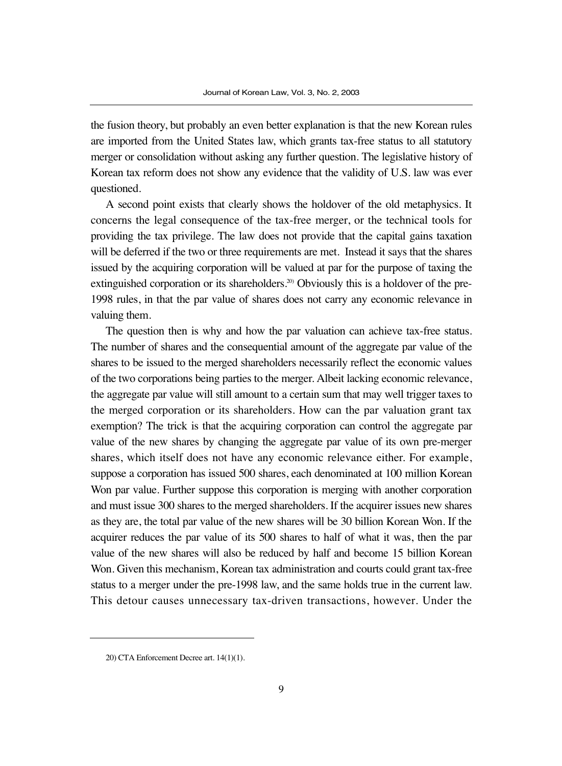the fusion theory, but probably an even better explanation is that the new Korean rules are imported from the United States law, which grants tax-free status to all statutory merger or consolidation without asking any further question. The legislative history of Korean tax reform does not show any evidence that the validity of U.S. law was ever questioned.

A second point exists that clearly shows the holdover of the old metaphysics. It concerns the legal consequence of the tax-free merger, or the technical tools for providing the tax privilege. The law does not provide that the capital gains taxation will be deferred if the two or three requirements are met. Instead it says that the shares issued by the acquiring corporation will be valued at par for the purpose of taxing the extinguished corporation or its shareholders.[20] Obviously this is a holdover of the pre-1998 rules, in that the par value of shares does not carry any economic relevance in valuing them.

The question then is why and how the par valuation can achieve tax-free status. The number of shares and the consequential amount of the aggregate par value of the shares to be issued to the merged shareholders necessarily reflect the economic values of the two corporations being parties to the merger. Albeit lacking economic relevance, the aggregate par value will still amount to a certain sum that may well trigger taxes to the merged corporation or its shareholders. How can the par valuation grant tax exemption? The trick is that the acquiring corporation can control the aggregate par value of the new shares by changing the aggregate par value of its own pre-merger shares, which itself does not have any economic relevance either. For example, suppose a corporation has issued 500 shares, each denominated at 100 million Korean Won par value. Further suppose this corporation is merging with another corporation and must issue 300 shares to the merged shareholders. If the acquirer issues new shares as they are, the total par value of the new shares will be 30 billion Korean Won. If the acquirer reduces the par value of its 500 shares to half of what it was, then the par value of the new shares will also be reduced by half and become 15 billion Korean Won. Given this mechanism, Korean tax administration and courts could grant tax-free status to a merger under the pre-1998 law, and the same holds true in the current law. This detour causes unnecessary tax-driven transactions, however. Under the

---

20) CTA Enforcement Decree art. 14(1)(1).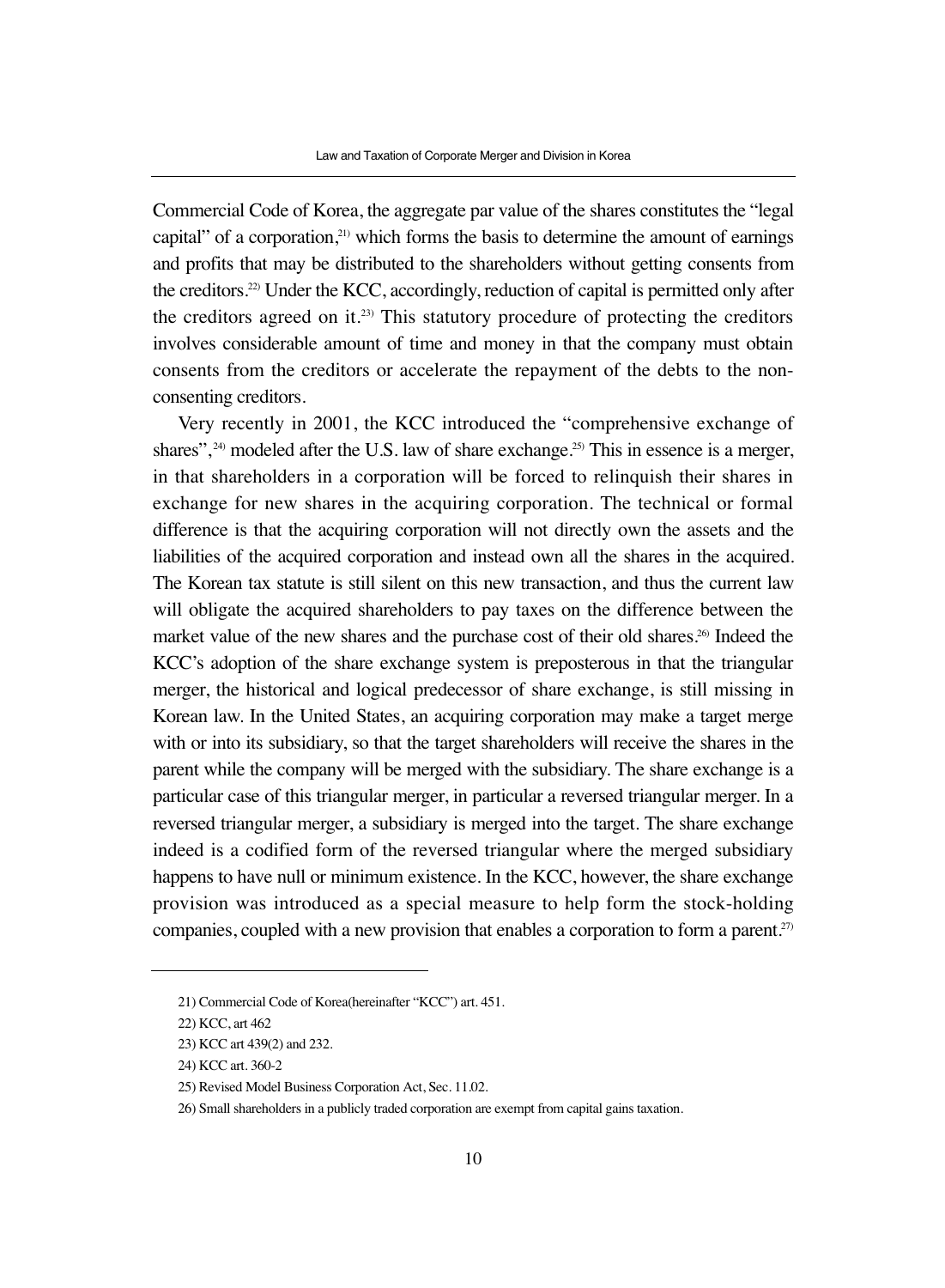Commercial Code of Korea, the aggregate par value of the shares constitutes the "legal capital" of a corporation,[21] which forms the basis to determine the amount of earnings and profits that may be distributed to the shareholders without getting consents from the creditors.[22] Under the KCC, accordingly, reduction of capital is permitted only after the creditors agreed on it.[23] This statutory procedure of protecting the creditors involves considerable amount of time and money in that the company must obtain consents from the creditors or accelerate the repayment of the debts to the non-consenting creditors.

Very recently in 2001, the KCC introduced the "comprehensive exchange of shares",[24] modeled after the U.S. law of share exchange.[25] This in essence is a merger, in that shareholders in a corporation will be forced to relinquish their shares in exchange for new shares in the acquiring corporation. The technical or formal difference is that the acquiring corporation will not directly own the assets and the liabilities of the acquired corporation and instead own all the shares in the acquired. The Korean tax statute is still silent on this new transaction, and thus the current law will obligate the acquired shareholders to pay taxes on the difference between the market value of the new shares and the purchase cost of their old shares.[26] Indeed the KCC's adoption of the share exchange system is preposterous in that the triangular merger, the historical and logical predecessor of share exchange, is still missing in Korean law. In the United States, an acquiring corporation may make a target merge with or into its subsidiary, so that the target shareholders will receive the shares in the parent while the company will be merged with the subsidiary. The share exchange is a particular case of this triangular merger, in particular a reversed triangular merger. In a reversed triangular merger, a subsidiary is merged into the target. The share exchange indeed is a codified form of the reversed triangular where the merged subsidiary happens to have null or minimum existence. In the KCC, however, the share exchange provision was introduced as a special measure to help form the stock-holding companies, coupled with a new provision that enables a corporation to form a parent.[27]

---

21) Commercial Code of Korea(hereinafter "KCC") art. 451.

22) KCC, art 462

23) KCC art 439(2) and 232.

24) KCC art. 360-2

25) Revised Model Business Corporation Act, Sec. 11.02.

26) Small shareholders in a publicly traded corporation are exempt from capital gains taxation.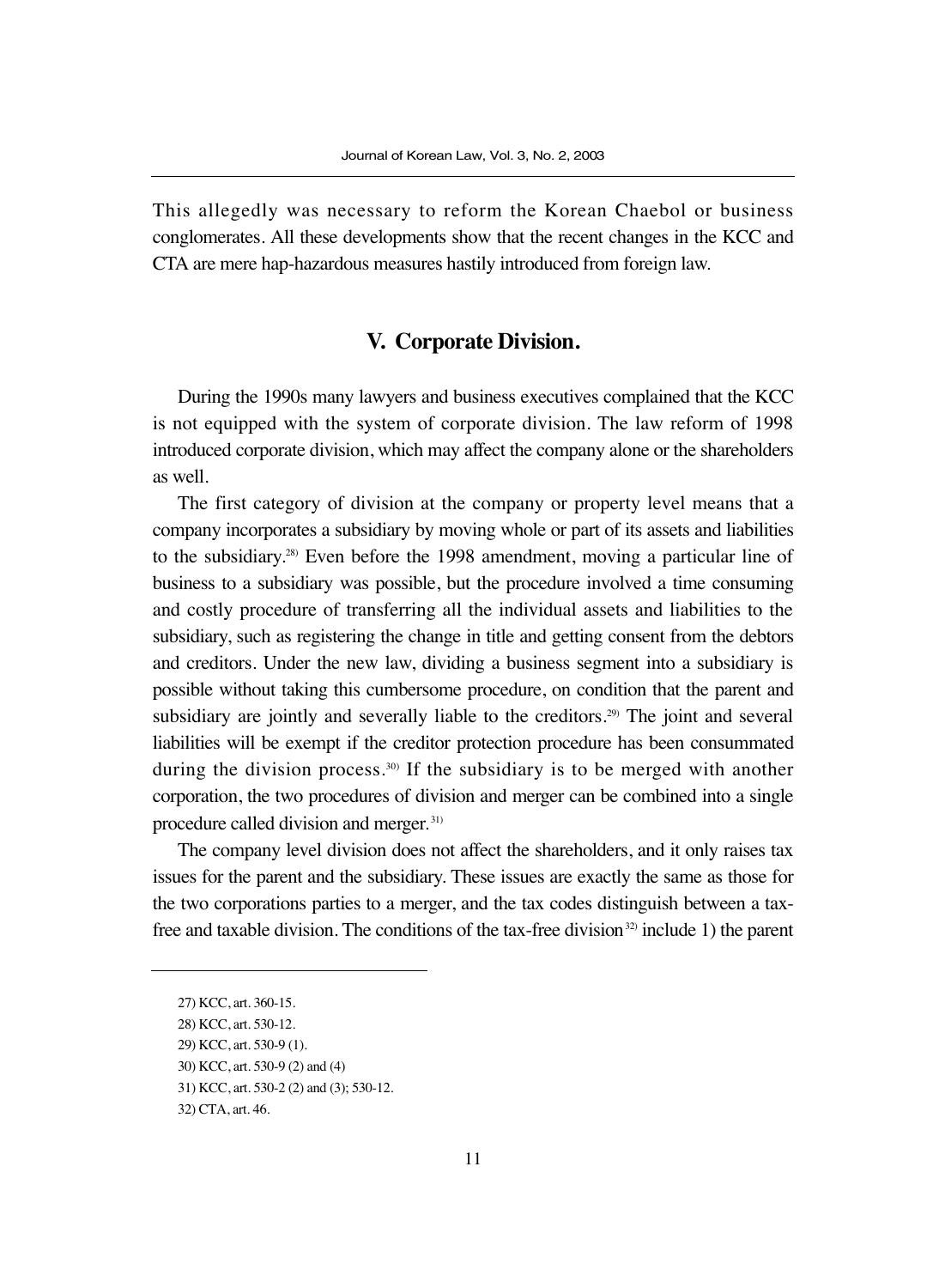This allegedly was necessary to reform the Korean Chaebol or business conglomerates. All these developments show that the recent changes in the KCC and CTA are mere hap-hazardous measures hastily introduced from foreign law.

## V. Corporate Division.

During the 1990s many lawyers and business executives complained that the KCC is not equipped with the system of corporate division. The law reform of 1998 introduced corporate division, which may affect the company alone or the shareholders as well.

The first category of division at the company or property level means that a company incorporates a subsidiary by moving whole or part of its assets and liabilities to the subsidiary.[28] Even before the 1998 amendment, moving a particular line of business to a subsidiary was possible, but the procedure involved a time consuming and costly procedure of transferring all the individual assets and liabilities to the subsidiary, such as registering the change in title and getting consent from the debtors and creditors. Under the new law, dividing a business segment into a subsidiary is possible without taking this cumbersome procedure, on condition that the parent and subsidiary are jointly and severally liable to the creditors.[29] The joint and several liabilities will be exempt if the creditor protection procedure has been consummated during the division process.[30] If the subsidiary is to be merged with another corporation, the two procedures of division and merger can be combined into a single procedure called division and merger.[31]

The company level division does not affect the shareholders, and it only raises tax issues for the parent and the subsidiary. These issues are exactly the same as those for the two corporations parties to a merger, and the tax codes distinguish between a tax-free and taxable division. The conditions of the tax-free division[32] include 1) the parent

---

27) KCC, art. 360-15.

28) KCC, art. 530-12.

29) KCC, art. 530-9 (1).

30) KCC, art. 530-9 (2) and (4)

31) KCC, art. 530-2 (2) and (3); 530-12.

32) CTA, art. 46.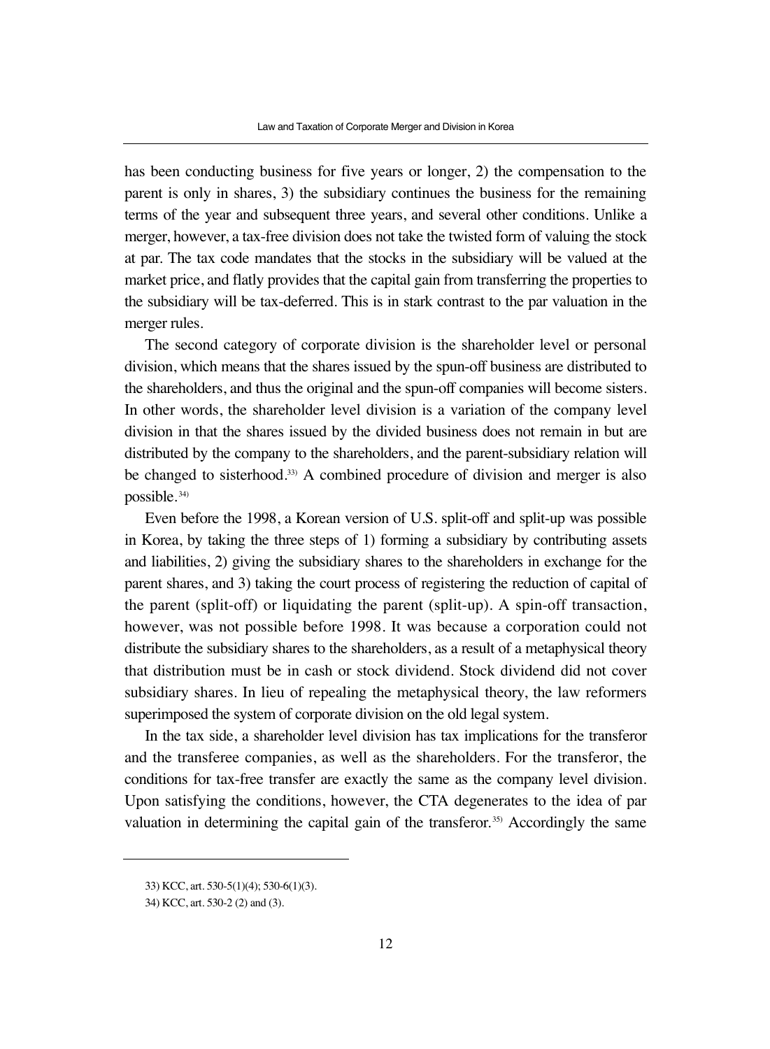has been conducting business for five years or longer, 2) the compensation to the parent is only in shares, 3) the subsidiary continues the business for the remaining terms of the year and subsequent three years, and several other conditions. Unlike a merger, however, a tax-free division does not take the twisted form of valuing the stock at par. The tax code mandates that the stocks in the subsidiary will be valued at the market price, and flatly provides that the capital gain from transferring the properties to the subsidiary will be tax-deferred. This is in stark contrast to the par valuation in the merger rules.

The second category of corporate division is the shareholder level or personal division, which means that the shares issued by the spun-off business are distributed to the shareholders, and thus the original and the spun-off companies will become sisters. In other words, the shareholder level division is a variation of the company level division in that the shares issued by the divided business does not remain in but are distributed by the company to the shareholders, and the parent-subsidiary relation will be changed to sisterhood.[33] A combined procedure of division and merger is also possible.[34]

Even before the 1998, a Korean version of U.S. split-off and split-up was possible in Korea, by taking the three steps of 1) forming a subsidiary by contributing assets and liabilities, 2) giving the subsidiary shares to the shareholders in exchange for the parent shares, and 3) taking the court process of registering the reduction of capital of the parent (split-off) or liquidating the parent (split-up). A spin-off transaction, however, was not possible before 1998. It was because a corporation could not distribute the subsidiary shares to the shareholders, as a result of a metaphysical theory that distribution must be in cash or stock dividend. Stock dividend did not cover subsidiary shares. In lieu of repealing the metaphysical theory, the law reformers superimposed the system of corporate division on the old legal system.

In the tax side, a shareholder level division has tax implications for the transferor and the transferee companies, as well as the shareholders. For the transferor, the conditions for tax-free transfer are exactly the same as the company level division. Upon satisfying the conditions, however, the CTA degenerates to the idea of par valuation in determining the capital gain of the transferor.[35] Accordingly the same

---

33) KCC, art. 530-5(1)(4); 530-6(1)(3).

34) KCC, art. 530-2 (2) and (3).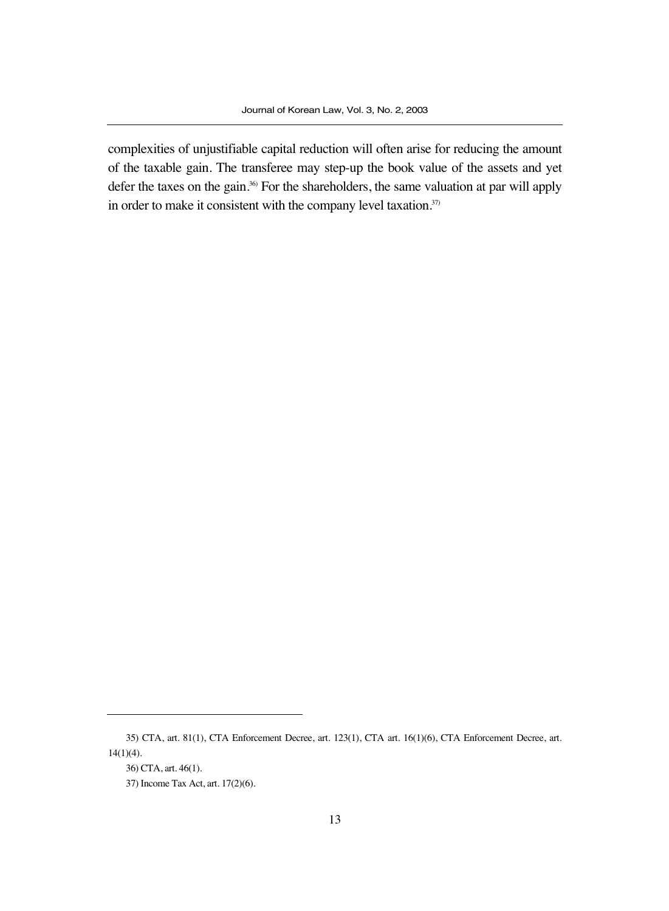complexities of unjustifiable capital reduction will often arise for reducing the amount of the taxable gain. The transferee may step-up the book value of the assets and yet defer the taxes on the gain.[36] For the shareholders, the same valuation at par will apply in order to make it consistent with the company level taxation.[37]

---

35) CTA, art. 81(1), CTA Enforcement Decree, art. 123(1), CTA art. 16(1)(6), CTA Enforcement Decree, art. 14(1)(4).

36) CTA, art. 46(1).

37) Income Tax Act, art. 17(2)(6).